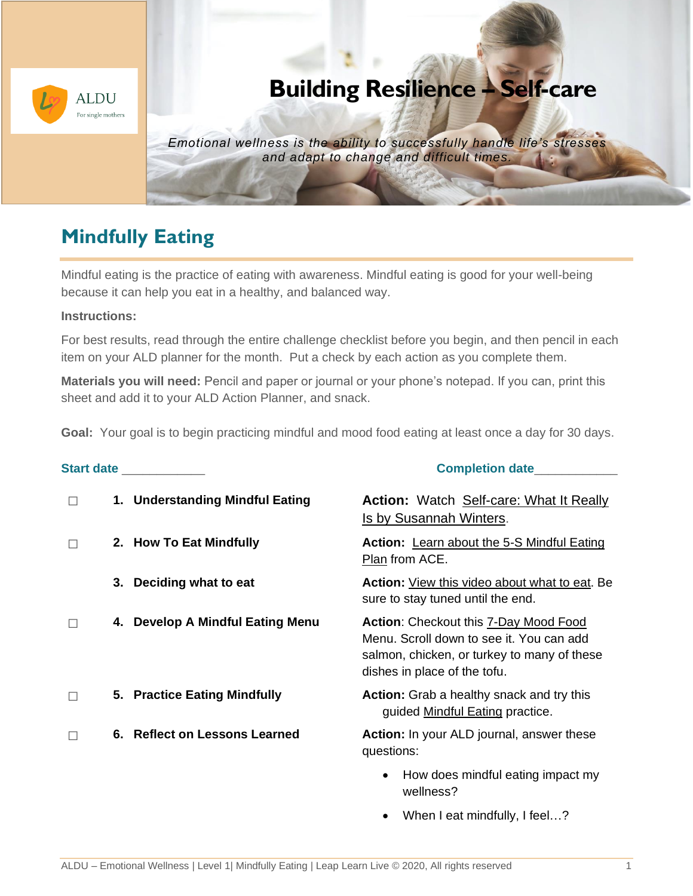ALDU
For single mothers

# Building Resilience – Self-care

*Emotional wellness is the ability to successfully handle life's stresses and adapt to change and difficult times.*

## Mindfully Eating

Mindful eating is the practice of eating with awareness. Mindful eating is good for your well-being because it can help you eat in a healthy, and balanced way.

**Instructions:**

For best results, read through the entire challenge checklist before you begin, and then pencil in each item on your ALD planner for the month. Put a check by each action as you complete them.

**Materials you will need:** Pencil and paper or journal or your phone's notepad. If you can, print this sheet and add it to your ALD Action Planner, and snack.

**Goal:** Your goal is to begin practicing mindful and mood food eating at least once a day for 30 days.

**Start date** ____________ **Completion date**____________

| | | |
|---|---|---|
| ☐ | **1. Understanding Mindful Eating** | **Action:** Watch Self-care: What It Really Is by Susannah Winters. |
| ☐ | **2. How To Eat Mindfully** | **Action:** Learn about the 5-S Mindful Eating Plan from ACE. |
| | **3. Deciding what to eat** | **Action:** View this video about what to eat. Be sure to stay tuned until the end. |
| ☐ | **4. Develop A Mindful Eating Menu** | **Action**: Checkout this 7-Day Mood Food Menu. Scroll down to see it. You can add salmon, chicken, or turkey to many of these dishes in place of the tofu. |
| ☐ | **5. Practice Eating Mindfully** | **Action:** Grab a healthy snack and try this guided Mindful Eating practice. |
| ☐ | **6. Reflect on Lessons Learned** | **Action:** In your ALD journal, answer these questions:<br>• How does mindful eating impact my wellness?<br>• When I eat mindfully, I feel…? |

ALDU – Emotional Wellness | Level 1| Mindfully Eating | Leap Learn Live © 2020, All rights reserved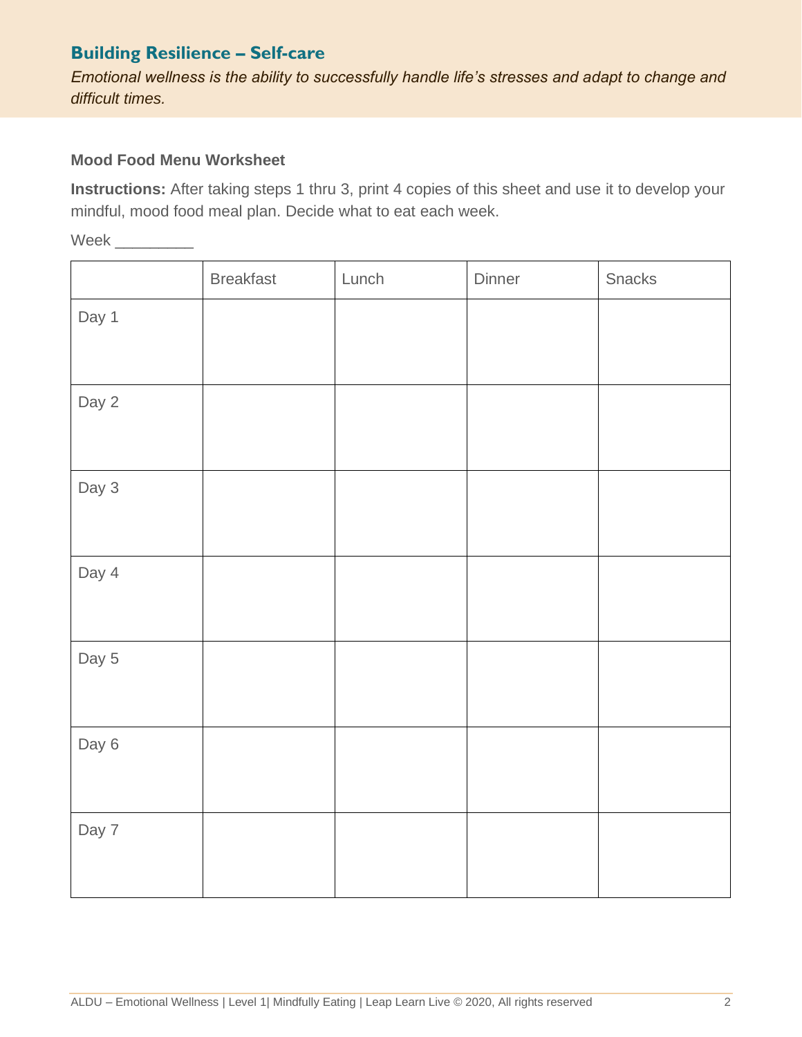## Building Resilience – Self-care

*Emotional wellness is the ability to successfully handle life's stresses and adapt to change and difficult times.*

**Mood Food Menu Worksheet**

**Instructions:** After taking steps 1 thru 3, print 4 copies of this sheet and use it to develop your mindful, mood food meal plan. Decide what to eat each week.

Week _________

| | Breakfast | Lunch | Dinner | Snacks |
|---|---|---|---|---|
| Day 1 | | | | |
| Day 2 | | | | |
| Day 3 | | | | |
| Day 4 | | | | |
| Day 5 | | | | |
| Day 6 | | | | |
| Day 7 | | | | |